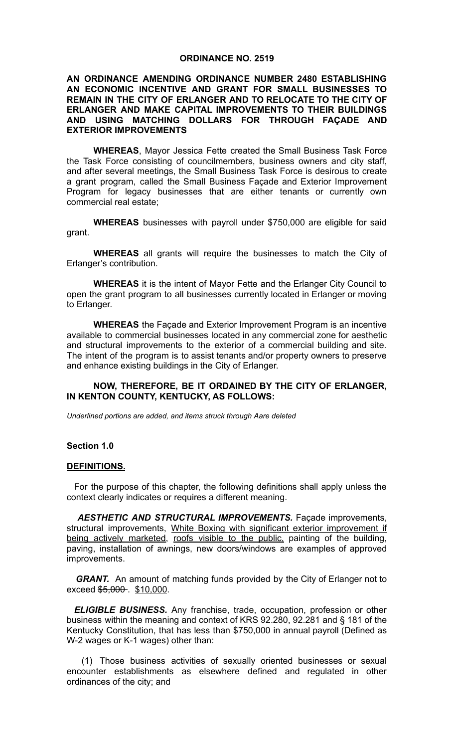**ORDINANCE NO. 2519**

**AN ORDINANCE AMENDING ORDINANCE NUMBER 2480 ESTABLISHING AN ECONOMIC INCENTIVE AND GRANT FOR SMALL BUSINESSES TO REMAIN IN THE CITY OF ERLANGER AND TO RELOCATE TO THE CITY OF ERLANGER AND MAKE CAPITAL IMPROVEMENTS TO THEIR BUILDINGS AND USING MATCHING DOLLARS FOR THROUGH FAÇADE AND EXTERIOR IMPROVEMENTS**

**WHEREAS**, Mayor Jessica Fette created the Small Business Task Force the Task Force consisting of councilmembers, business owners and city staff, and after several meetings, the Small Business Task Force is desirous to create a grant program, called the Small Business Façade and Exterior Improvement Program for legacy businesses that are either tenants or currently own commercial real estate;

**WHEREAS** businesses with payroll under $750,000 are eligible for said grant.

**WHEREAS** all grants will require the businesses to match the City of Erlanger's contribution.

**WHEREAS** it is the intent of Mayor Fette and the Erlanger City Council to open the grant program to all businesses currently located in Erlanger or moving to Erlanger.

**WHEREAS** the Façade and Exterior Improvement Program is an incentive available to commercial businesses located in any commercial zone for aesthetic and structural improvements to the exterior of a commercial building and site. The intent of the program is to assist tenants and/or property owners to preserve and enhance existing buildings in the City of Erlanger.

**NOW, THEREFORE, BE IT ORDAINED BY THE CITY OF ERLANGER, IN KENTON COUNTY, KENTUCKY, AS FOLLOWS:**

*Underlined portions are added, and items struck through Aare deleted*

**Section 1.0**

**DEFINITIONS.**

For the purpose of this chapter, the following definitions shall apply unless the context clearly indicates or requires a different meaning.

***AESTHETIC AND STRUCTURAL IMPROVEMENTS.*** Façade improvements, structural improvements, <u>White Boxing with significant exterior improvement if being actively marketed</u>, <u>roofs visible to the public,</u> painting of the building, paving, installation of awnings, new doors/windows are examples of approved improvements.

***GRANT.*** An amount of matching funds provided by the City of Erlanger not to exceed ~~$5,000~~ . <u>$10,000</u>.

***ELIGIBLE BUSINESS.*** Any franchise, trade, occupation, profession or other business within the meaning and context of KRS 92.280, 92.281 and § 181 of the Kentucky Constitution, that has less than $750,000 in annual payroll (Defined as W-2 wages or K-1 wages) other than:

(1) Those business activities of sexually oriented businesses or sexual encounter establishments as elsewhere defined and regulated in other ordinances of the city; and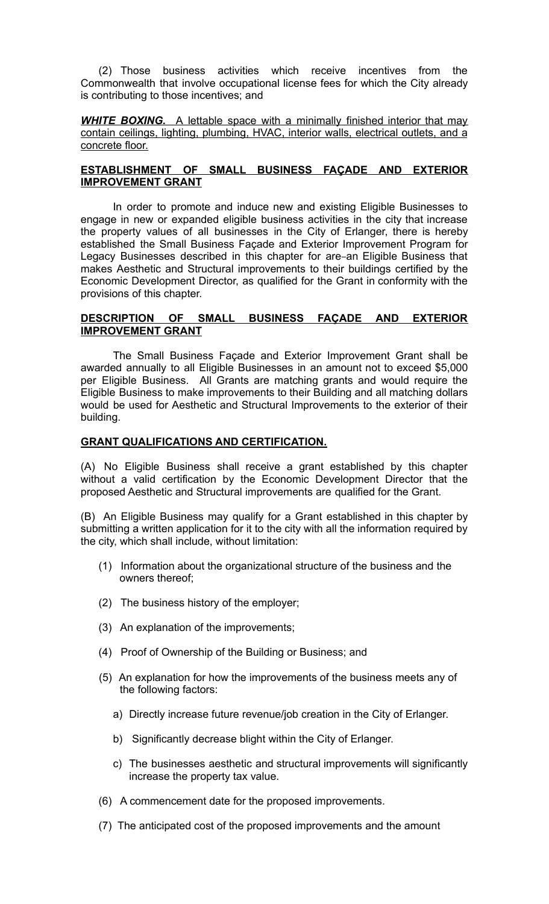(2) Those business activities which receive incentives from the Commonwealth that involve occupational license fees for which the City already is contributing to those incentives; and

***WHITE BOXING.*** A lettable space with a minimally finished interior that may contain ceilings, lighting, plumbing, HVAC, interior walls, electrical outlets, and a concrete floor.

**ESTABLISHMENT OF SMALL BUSINESS FAÇADE AND EXTERIOR IMPROVEMENT GRANT**

In order to promote and induce new and existing Eligible Businesses to engage in new or expanded eligible business activities in the city that increase the property values of all businesses in the City of Erlanger, there is hereby established the Small Business Façade and Exterior Improvement Program for Legacy Businesses described in this chapter for are an Eligible Business that makes Aesthetic and Structural improvements to their buildings certified by the Economic Development Director, as qualified for the Grant in conformity with the provisions of this chapter.

**DESCRIPTION OF SMALL BUSINESS FAÇADE AND EXTERIOR IMPROVEMENT GRANT**

The Small Business Façade and Exterior Improvement Grant shall be awarded annually to all Eligible Businesses in an amount not to exceed $5,000 per Eligible Business. All Grants are matching grants and would require the Eligible Business to make improvements to their Building and all matching dollars would be used for Aesthetic and Structural Improvements to the exterior of their building.

**GRANT QUALIFICATIONS AND CERTIFICATION.**

(A) No Eligible Business shall receive a grant established by this chapter without a valid certification by the Economic Development Director that the proposed Aesthetic and Structural improvements are qualified for the Grant.

(B) An Eligible Business may qualify for a Grant established in this chapter by submitting a written application for it to the city with all the information required by the city, which shall include, without limitation:

(1) Information about the organizational structure of the business and the owners thereof;

(2) The business history of the employer;

(3) An explanation of the improvements;

(4) Proof of Ownership of the Building or Business; and

(5) An explanation for how the improvements of the business meets any of the following factors:

a) Directly increase future revenue/job creation in the City of Erlanger.

b) Significantly decrease blight within the City of Erlanger.

c) The businesses aesthetic and structural improvements will significantly increase the property tax value.

(6) A commencement date for the proposed improvements.

(7) The anticipated cost of the proposed improvements and the amount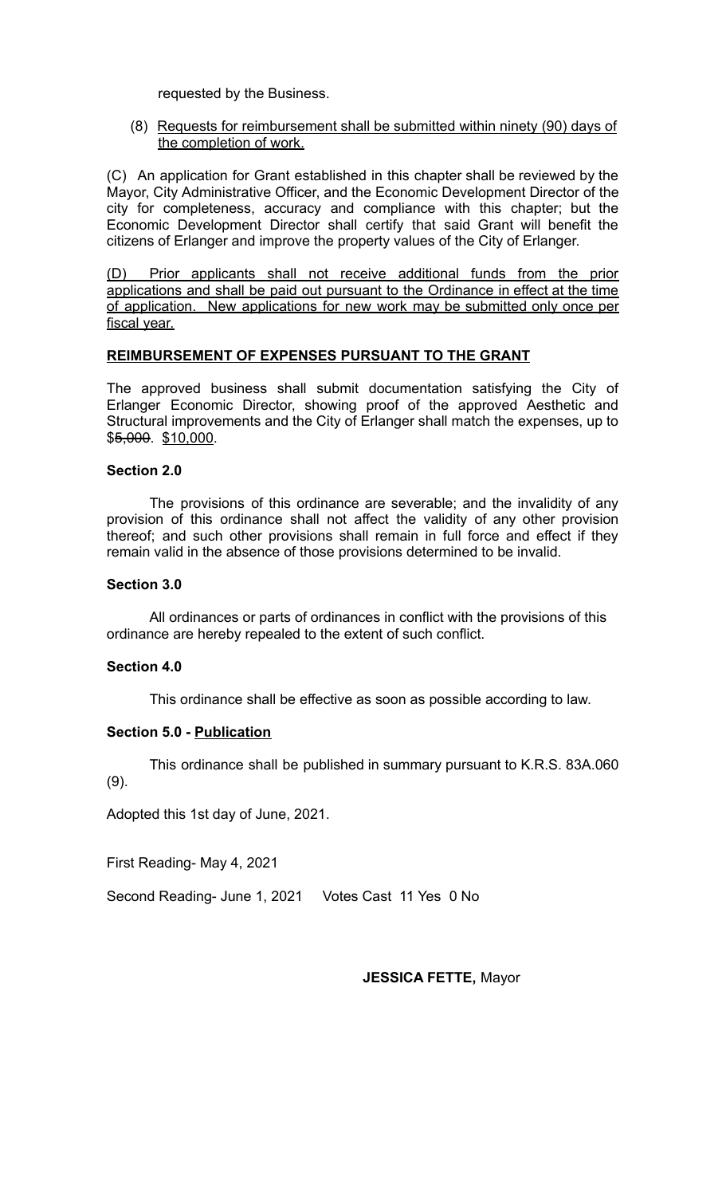requested by the Business.

(8) <u>Requests for reimbursement shall be submitted within ninety (90) days of the completion of work.</u>

(C) An application for Grant established in this chapter shall be reviewed by the Mayor, City Administrative Officer, and the Economic Development Director of the city for completeness, accuracy and compliance with this chapter; but the Economic Development Director shall certify that said Grant will benefit the citizens of Erlanger and improve the property values of the City of Erlanger.

<u>(D) Prior applicants shall not receive additional funds from the prior applications and shall be paid out pursuant to the Ordinance in effect at the time of application. New applications for new work may be submitted only once per fiscal year.</u>

**<u>REIMBURSEMENT OF EXPENSES PURSUANT TO THE GRANT</u>**

The approved business shall submit documentation satisfying the City of Erlanger Economic Director, showing proof of the approved Aesthetic and Structural improvements and the City of Erlanger shall match the expenses, up to $~~5,000~~. <u>$10,000</u>.

**Section 2.0**

The provisions of this ordinance are severable; and the invalidity of any provision of this ordinance shall not affect the validity of any other provision thereof; and such other provisions shall remain in full force and effect if they remain valid in the absence of those provisions determined to be invalid.

**Section 3.0**

All ordinances or parts of ordinances in conflict with the provisions of this ordinance are hereby repealed to the extent of such conflict.

**Section 4.0**

This ordinance shall be effective as soon as possible according to law.

**Section 5.0 - <u>Publication</u>**

This ordinance shall be published in summary pursuant to K.R.S. 83A.060 (9).

Adopted this 1st day of June, 2021.

First Reading- May 4, 2021

Second Reading- June 1, 2021 Votes Cast 11 Yes 0 No

**JESSICA FETTE,** Mayor